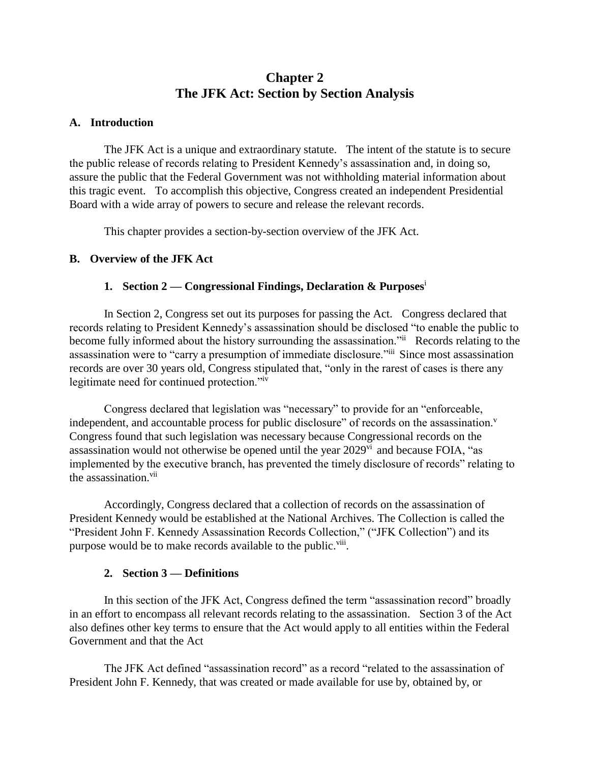# Chapter 2
# The JFK Act: Section by Section Analysis

## A. Introduction

The JFK Act is a unique and extraordinary statute. The intent of the statute is to secure the public release of records relating to President Kennedy's assassination and, in doing so, assure the public that the Federal Government was not withholding material information about this tragic event. To accomplish this objective, Congress created an independent Presidential Board with a wide array of powers to secure and release the relevant records.

This chapter provides a section-by-section overview of the JFK Act.

## B. Overview of the JFK Act

### 1. Section 2 — Congressional Findings, Declaration & Purposes[i]

In Section 2, Congress set out its purposes for passing the Act. Congress declared that records relating to President Kennedy's assassination should be disclosed "to enable the public to become fully informed about the history surrounding the assassination."[ii] Records relating to the assassination were to "carry a presumption of immediate disclosure."[iii] Since most assassination records are over 30 years old, Congress stipulated that, "only in the rarest of cases is there any legitimate need for continued protection."[iv]

Congress declared that legislation was "necessary" to provide for an "enforceable, independent, and accountable process for public disclosure" of records on the assassination.[v] Congress found that such legislation was necessary because Congressional records on the assassination would not otherwise be opened until the year 2029[vi] and because FOIA, "as implemented by the executive branch, has prevented the timely disclosure of records" relating to the assassination.[vii]

Accordingly, Congress declared that a collection of records on the assassination of President Kennedy would be established at the National Archives. The Collection is called the "President John F. Kennedy Assassination Records Collection," ("JFK Collection") and its purpose would be to make records available to the public.[viii].

### 2. Section 3 — Definitions

In this section of the JFK Act, Congress defined the term "assassination record" broadly in an effort to encompass all relevant records relating to the assassination. Section 3 of the Act also defines other key terms to ensure that the Act would apply to all entities within the Federal Government and that the Act

The JFK Act defined "assassination record" as a record "related to the assassination of President John F. Kennedy, that was created or made available for use by, obtained by, or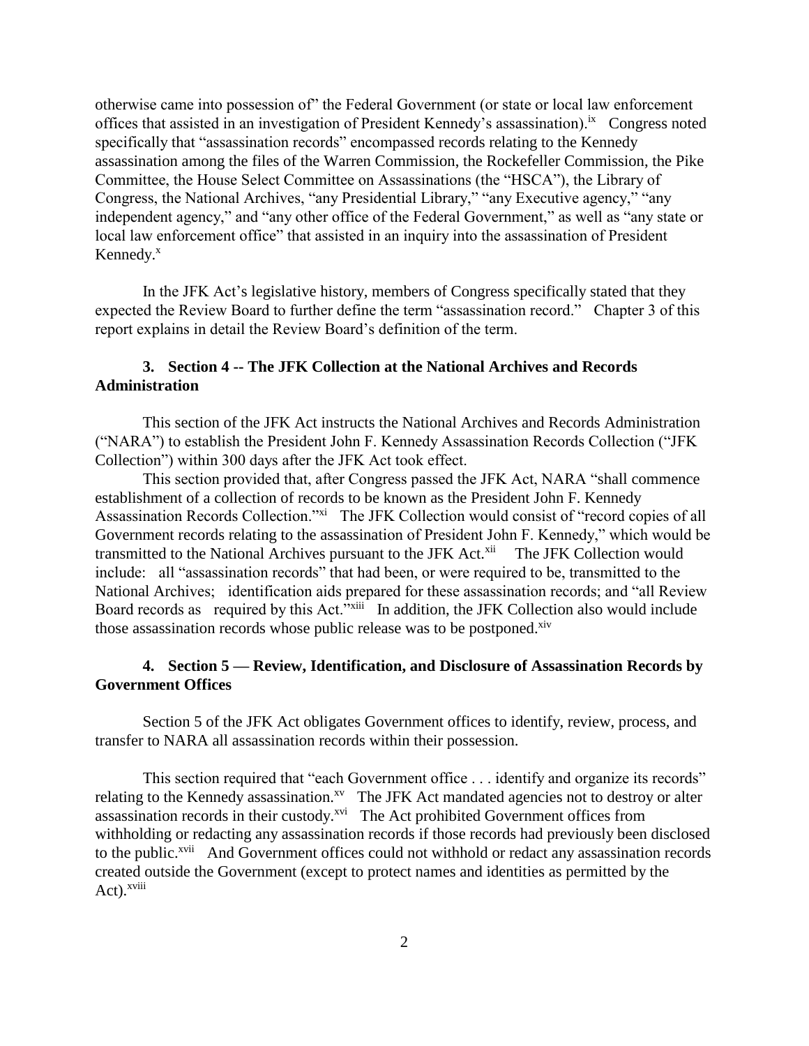otherwise came into possession of" the Federal Government (or state or local law enforcement offices that assisted in an investigation of President Kennedy's assassination).[ix] Congress noted specifically that "assassination records" encompassed records relating to the Kennedy assassination among the files of the Warren Commission, the Rockefeller Commission, the Pike Committee, the House Select Committee on Assassinations (the "HSCA"), the Library of Congress, the National Archives, "any Presidential Library," "any Executive agency," "any independent agency," and "any other office of the Federal Government," as well as "any state or local law enforcement office" that assisted in an inquiry into the assassination of President Kennedy.[x]

In the JFK Act's legislative history, members of Congress specifically stated that they expected the Review Board to further define the term "assassination record." Chapter 3 of this report explains in detail the Review Board's definition of the term.

### 3. Section 4 -- The JFK Collection at the National Archives and Records Administration

This section of the JFK Act instructs the National Archives and Records Administration ("NARA") to establish the President John F. Kennedy Assassination Records Collection ("JFK Collection") within 300 days after the JFK Act took effect.

This section provided that, after Congress passed the JFK Act, NARA "shall commence establishment of a collection of records to be known as the President John F. Kennedy Assassination Records Collection."[xi] The JFK Collection would consist of "record copies of all Government records relating to the assassination of President John F. Kennedy," which would be transmitted to the National Archives pursuant to the JFK Act.[xii] The JFK Collection would include: all "assassination records" that had been, or were required to be, transmitted to the National Archives; identification aids prepared for these assassination records; and "all Review Board records as required by this Act."[xiii] In addition, the JFK Collection also would include those assassination records whose public release was to be postponed.[xiv]

### 4. Section 5 — Review, Identification, and Disclosure of Assassination Records by Government Offices

Section 5 of the JFK Act obligates Government offices to identify, review, process, and transfer to NARA all assassination records within their possession.

This section required that "each Government office . . . identify and organize its records" relating to the Kennedy assassination.[xv] The JFK Act mandated agencies not to destroy or alter assassination records in their custody.[xvi] The Act prohibited Government offices from withholding or redacting any assassination records if those records had previously been disclosed to the public.[xvii] And Government offices could not withhold or redact any assassination records created outside the Government (except to protect names and identities as permitted by the Act).[xviii]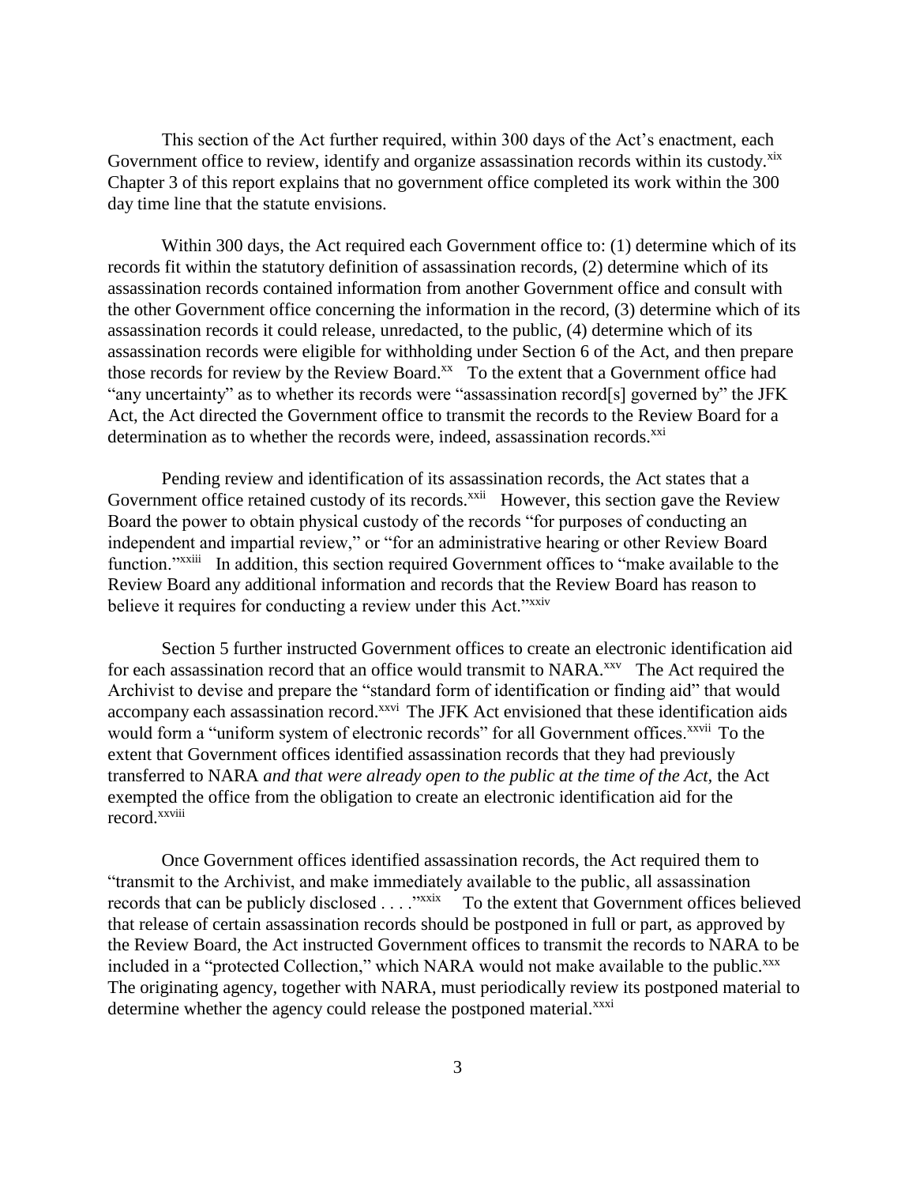This section of the Act further required, within 300 days of the Act's enactment, each Government office to review, identify and organize assassination records within its custody.[xix] Chapter 3 of this report explains that no government office completed its work within the 300 day time line that the statute envisions.

Within 300 days, the Act required each Government office to: (1) determine which of its records fit within the statutory definition of assassination records, (2) determine which of its assassination records contained information from another Government office and consult with the other Government office concerning the information in the record, (3) determine which of its assassination records it could release, unredacted, to the public, (4) determine which of its assassination records were eligible for withholding under Section 6 of the Act, and then prepare those records for review by the Review Board.[xx] To the extent that a Government office had "any uncertainty" as to whether its records were "assassination record[s] governed by" the JFK Act, the Act directed the Government office to transmit the records to the Review Board for a determination as to whether the records were, indeed, assassination records.[xxi]

Pending review and identification of its assassination records, the Act states that a Government office retained custody of its records.[xxii] However, this section gave the Review Board the power to obtain physical custody of the records "for purposes of conducting an independent and impartial review," or "for an administrative hearing or other Review Board function."[xxiii] In addition, this section required Government offices to "make available to the Review Board any additional information and records that the Review Board has reason to believe it requires for conducting a review under this Act."[xxiv]

Section 5 further instructed Government offices to create an electronic identification aid for each assassination record that an office would transmit to NARA.[xxv] The Act required the Archivist to devise and prepare the "standard form of identification or finding aid" that would accompany each assassination record.[xxvi] The JFK Act envisioned that these identification aids would form a "uniform system of electronic records" for all Government offices.[xxvii] To the extent that Government offices identified assassination records that they had previously transferred to NARA *and that were already open to the public at the time of the Act,* the Act exempted the office from the obligation to create an electronic identification aid for the record.[xxviii]

Once Government offices identified assassination records, the Act required them to "transmit to the Archivist, and make immediately available to the public, all assassination records that can be publicly disclosed . . . ."[xxix] To the extent that Government offices believed that release of certain assassination records should be postponed in full or part, as approved by the Review Board, the Act instructed Government offices to transmit the records to NARA to be included in a "protected Collection," which NARA would not make available to the public.[xxx] The originating agency, together with NARA, must periodically review its postponed material to determine whether the agency could release the postponed material.[xxxi]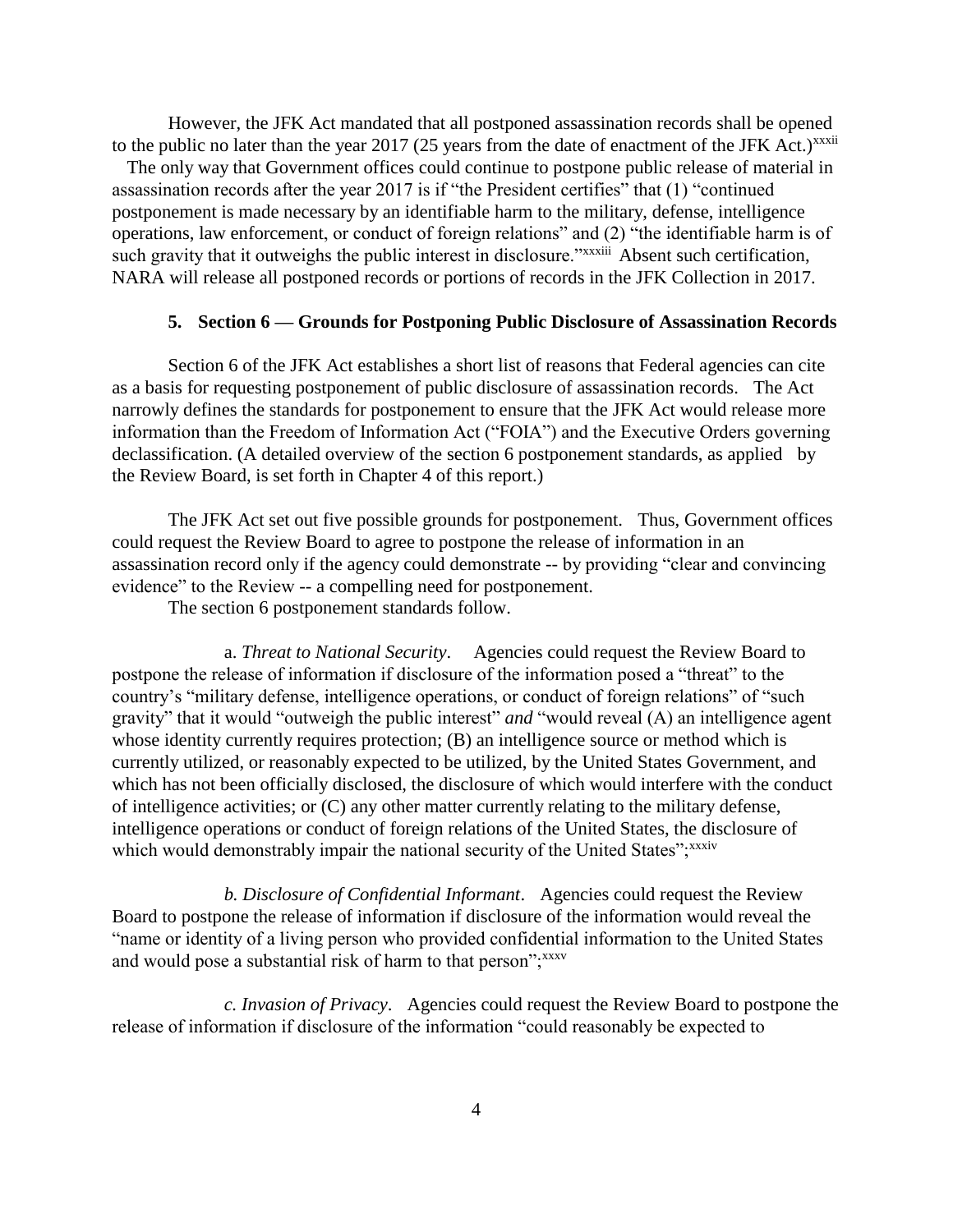However, the JFK Act mandated that all postponed assassination records shall be opened to the public no later than the year 2017 (25 years from the date of enactment of the JFK Act.)[xxxii] The only way that Government offices could continue to postpone public release of material in assassination records after the year 2017 is if "the President certifies" that (1) "continued postponement is made necessary by an identifiable harm to the military, defense, intelligence operations, law enforcement, or conduct of foreign relations" and (2) "the identifiable harm is of such gravity that it outweighs the public interest in disclosure."[xxxiii] Absent such certification, NARA will release all postponed records or portions of records in the JFK Collection in 2017.

### 5. Section 6 — Grounds for Postponing Public Disclosure of Assassination Records

Section 6 of the JFK Act establishes a short list of reasons that Federal agencies can cite as a basis for requesting postponement of public disclosure of assassination records. The Act narrowly defines the standards for postponement to ensure that the JFK Act would release more information than the Freedom of Information Act ("FOIA") and the Executive Orders governing declassification. (A detailed overview of the section 6 postponement standards, as applied by the Review Board, is set forth in Chapter 4 of this report.)

The JFK Act set out five possible grounds for postponement. Thus, Government offices could request the Review Board to agree to postpone the release of information in an assassination record only if the agency could demonstrate -- by providing "clear and convincing evidence" to the Review -- a compelling need for postponement.

The section 6 postponement standards follow.

a. *Threat to National Security*. Agencies could request the Review Board to postpone the release of information if disclosure of the information posed a "threat" to the country's "military defense, intelligence operations, or conduct of foreign relations" of "such gravity" that it would "outweigh the public interest" *and* "would reveal (A) an intelligence agent whose identity currently requires protection; (B) an intelligence source or method which is currently utilized, or reasonably expected to be utilized, by the United States Government, and which has not been officially disclosed, the disclosure of which would interfere with the conduct of intelligence activities; or (C) any other matter currently relating to the military defense, intelligence operations or conduct of foreign relations of the United States, the disclosure of which would demonstrably impair the national security of the United States";[xxxiv]

*b. Disclosure of Confidential Informant*. Agencies could request the Review Board to postpone the release of information if disclosure of the information would reveal the "name or identity of a living person who provided confidential information to the United States and would pose a substantial risk of harm to that person";[xxxv]

*c. Invasion of Privacy*. Agencies could request the Review Board to postpone the release of information if disclosure of the information "could reasonably be expected to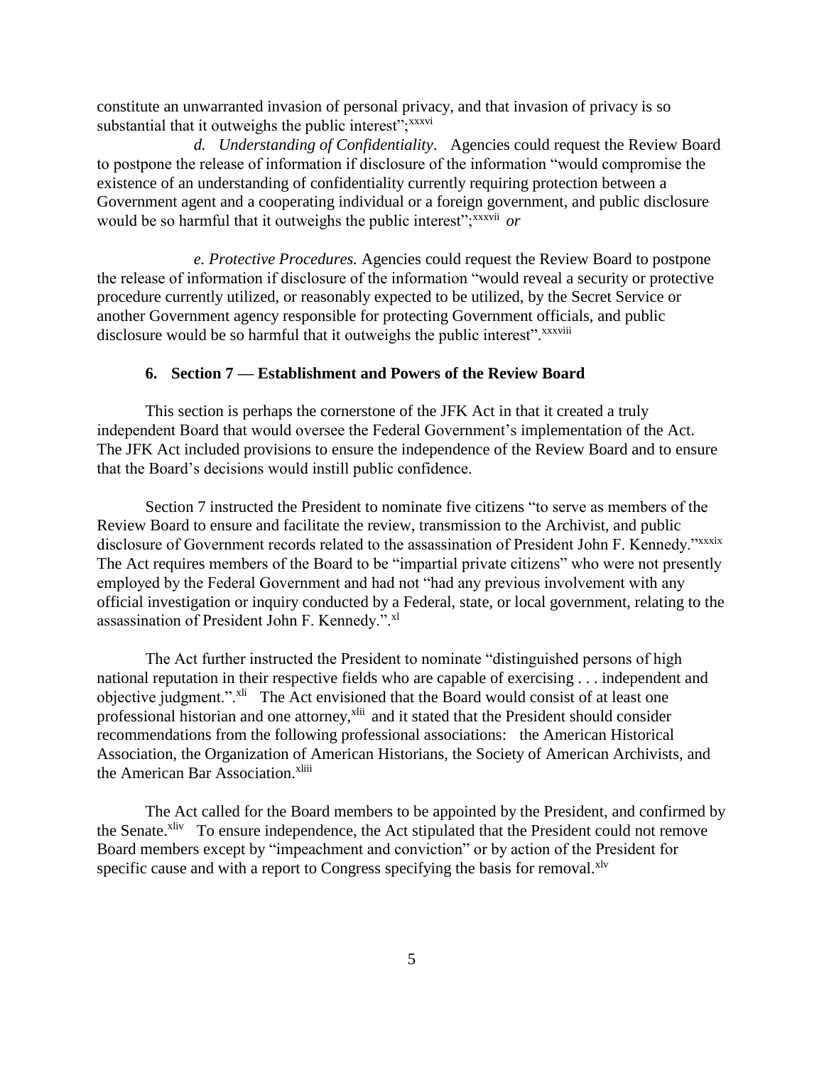constitute an unwarranted invasion of personal privacy, and that invasion of privacy is so substantial that it outweighs the public interest";[xxxvi]

*d. Understanding of Confidentiality*. Agencies could request the Review Board to postpone the release of information if disclosure of the information "would compromise the existence of an understanding of confidentiality currently requiring protection between a Government agent and a cooperating individual or a foreign government, and public disclosure would be so harmful that it outweighs the public interest";[xxxvii] *or*

*e. Protective Procedures.* Agencies could request the Review Board to postpone the release of information if disclosure of the information "would reveal a security or protective procedure currently utilized, or reasonably expected to be utilized, by the Secret Service or another Government agency responsible for protecting Government officials, and public disclosure would be so harmful that it outweighs the public interest".[xxxviii]

### 6. Section 7 — Establishment and Powers of the Review Board

This section is perhaps the cornerstone of the JFK Act in that it created a truly independent Board that would oversee the Federal Government's implementation of the Act. The JFK Act included provisions to ensure the independence of the Review Board and to ensure that the Board's decisions would instill public confidence.

Section 7 instructed the President to nominate five citizens "to serve as members of the Review Board to ensure and facilitate the review, transmission to the Archivist, and public disclosure of Government records related to the assassination of President John F. Kennedy."[xxxix] The Act requires members of the Board to be "impartial private citizens" who were not presently employed by the Federal Government and had not "had any previous involvement with any official investigation or inquiry conducted by a Federal, state, or local government, relating to the assassination of President John F. Kennedy.".[xl]

The Act further instructed the President to nominate "distinguished persons of high national reputation in their respective fields who are capable of exercising . . . independent and objective judgment.".[xli] The Act envisioned that the Board would consist of at least one professional historian and one attorney,[xlii] and it stated that the President should consider recommendations from the following professional associations: the American Historical Association, the Organization of American Historians, the Society of American Archivists, and the American Bar Association.[xliii]

The Act called for the Board members to be appointed by the President, and confirmed by the Senate.[xliv] To ensure independence, the Act stipulated that the President could not remove Board members except by "impeachment and conviction" or by action of the President for specific cause and with a report to Congress specifying the basis for removal.[xlv]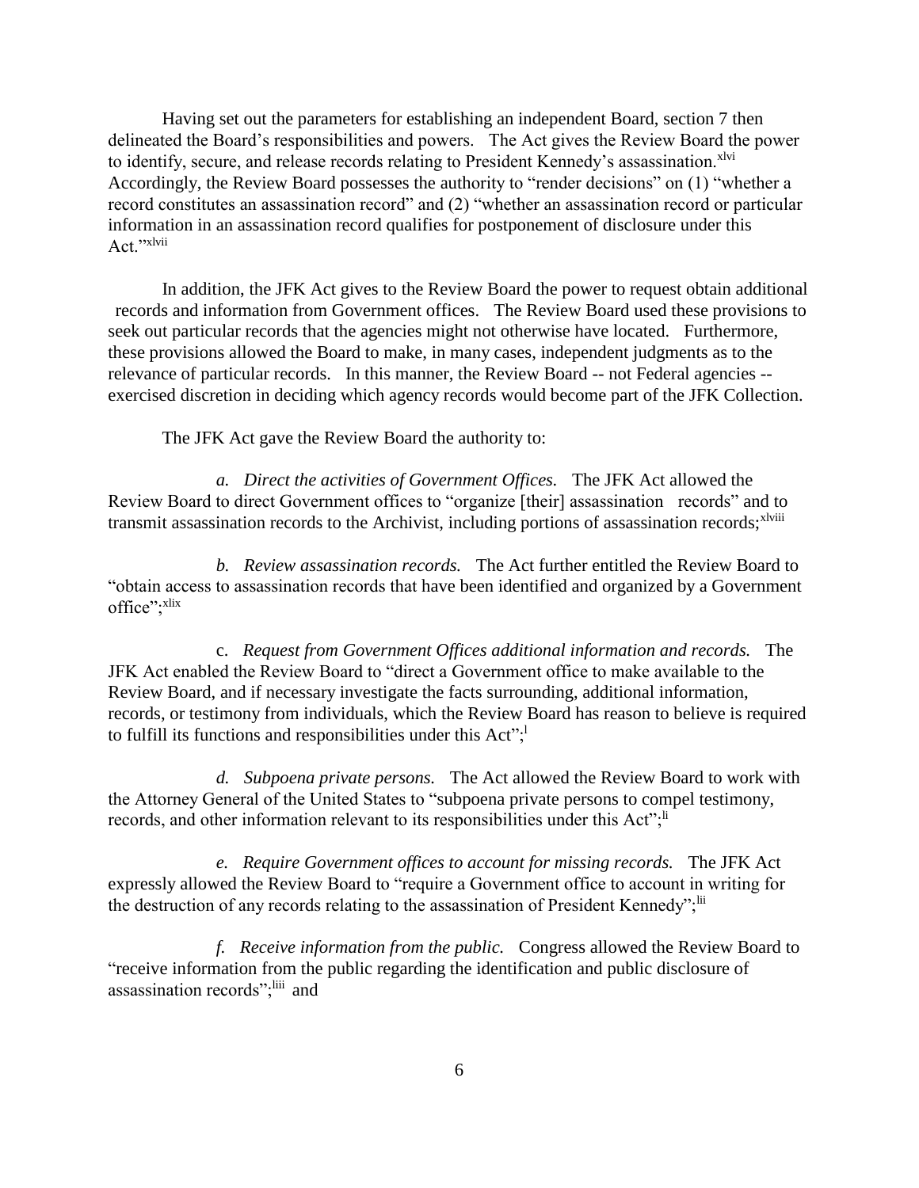Having set out the parameters for establishing an independent Board, section 7 then delineated the Board's responsibilities and powers. The Act gives the Review Board the power to identify, secure, and release records relating to President Kennedy's assassination.[xlvi] Accordingly, the Review Board possesses the authority to "render decisions" on (1) "whether a record constitutes an assassination record" and (2) "whether an assassination record or particular information in an assassination record qualifies for postponement of disclosure under this Act."[xlvii]

In addition, the JFK Act gives to the Review Board the power to request obtain additional records and information from Government offices. The Review Board used these provisions to seek out particular records that the agencies might not otherwise have located. Furthermore, these provisions allowed the Board to make, in many cases, independent judgments as to the relevance of particular records. In this manner, the Review Board -- not Federal agencies -- exercised discretion in deciding which agency records would become part of the JFK Collection.

The JFK Act gave the Review Board the authority to:

*a. Direct the activities of Government Offices.* The JFK Act allowed the Review Board to direct Government offices to "organize [their] assassination records" and to transmit assassination records to the Archivist, including portions of assassination records;[xlviii]

*b. Review assassination records.* The Act further entitled the Review Board to "obtain access to assassination records that have been identified and organized by a Government office";[xlix]

c. *Request from Government Offices additional information and records.* The JFK Act enabled the Review Board to "direct a Government office to make available to the Review Board, and if necessary investigate the facts surrounding, additional information, records, or testimony from individuals, which the Review Board has reason to believe is required to fulfill its functions and responsibilities under this Act";[l]

*d. Subpoena private persons.* The Act allowed the Review Board to work with the Attorney General of the United States to "subpoena private persons to compel testimony, records, and other information relevant to its responsibilities under this Act";[li]

*e. Require Government offices to account for missing records.* The JFK Act expressly allowed the Review Board to "require a Government office to account in writing for the destruction of any records relating to the assassination of President Kennedy";[lii]

*f. Receive information from the public.* Congress allowed the Review Board to "receive information from the public regarding the identification and public disclosure of assassination records";[liii] and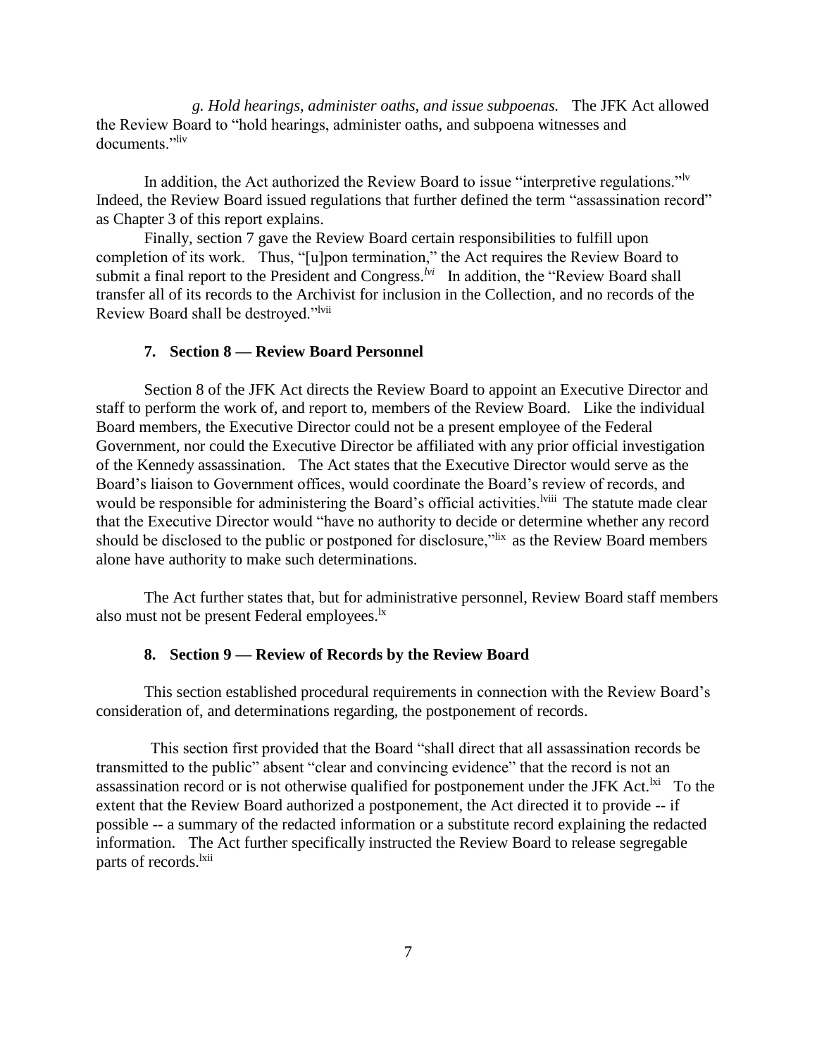*g. Hold hearings, administer oaths, and issue subpoenas.* The JFK Act allowed the Review Board to "hold hearings, administer oaths, and subpoena witnesses and documents."[liv]

In addition, the Act authorized the Review Board to issue "interpretive regulations."[lv] Indeed, the Review Board issued regulations that further defined the term "assassination record" as Chapter 3 of this report explains.

Finally, section 7 gave the Review Board certain responsibilities to fulfill upon completion of its work. Thus, "[u]pon termination," the Act requires the Review Board to submit a final report to the President and Congress.[lvi] In addition, the "Review Board shall transfer all of its records to the Archivist for inclusion in the Collection, and no records of the Review Board shall be destroyed."[lvii]

### 7. Section 8 — Review Board Personnel

Section 8 of the JFK Act directs the Review Board to appoint an Executive Director and staff to perform the work of, and report to, members of the Review Board. Like the individual Board members, the Executive Director could not be a present employee of the Federal Government, nor could the Executive Director be affiliated with any prior official investigation of the Kennedy assassination. The Act states that the Executive Director would serve as the Board's liaison to Government offices, would coordinate the Board's review of records, and would be responsible for administering the Board's official activities.[lviii] The statute made clear that the Executive Director would "have no authority to decide or determine whether any record should be disclosed to the public or postponed for disclosure,"[lix] as the Review Board members alone have authority to make such determinations.

The Act further states that, but for administrative personnel, Review Board staff members also must not be present Federal employees.[lx]

### 8. Section 9 — Review of Records by the Review Board

This section established procedural requirements in connection with the Review Board's consideration of, and determinations regarding, the postponement of records.

This section first provided that the Board "shall direct that all assassination records be transmitted to the public" absent "clear and convincing evidence" that the record is not an assassination record or is not otherwise qualified for postponement under the JFK Act.[lxi] To the extent that the Review Board authorized a postponement, the Act directed it to provide -- if possible -- a summary of the redacted information or a substitute record explaining the redacted information. The Act further specifically instructed the Review Board to release segregable parts of records.[lxii]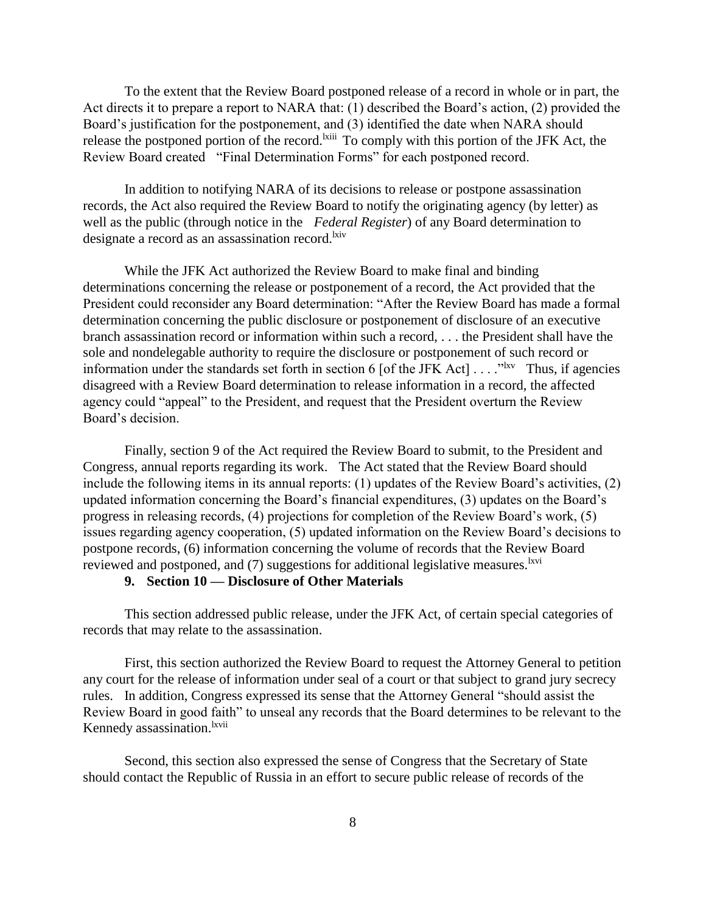To the extent that the Review Board postponed release of a record in whole or in part, the Act directs it to prepare a report to NARA that: (1) described the Board's action, (2) provided the Board's justification for the postponement, and (3) identified the date when NARA should release the postponed portion of the record.[lxiii] To comply with this portion of the JFK Act, the Review Board created "Final Determination Forms" for each postponed record.

In addition to notifying NARA of its decisions to release or postpone assassination records, the Act also required the Review Board to notify the originating agency (by letter) as well as the public (through notice in the *Federal Register*) of any Board determination to designate a record as an assassination record.[lxiv]

While the JFK Act authorized the Review Board to make final and binding determinations concerning the release or postponement of a record, the Act provided that the President could reconsider any Board determination: "After the Review Board has made a formal determination concerning the public disclosure or postponement of disclosure of an executive branch assassination record or information within such a record, . . . the President shall have the sole and nondelegable authority to require the disclosure or postponement of such record or information under the standards set forth in section 6 [of the JFK Act] . . . ."[lxv] Thus, if agencies disagreed with a Review Board determination to release information in a record, the affected agency could "appeal" to the President, and request that the President overturn the Review Board's decision.

Finally, section 9 of the Act required the Review Board to submit, to the President and Congress, annual reports regarding its work. The Act stated that the Review Board should include the following items in its annual reports: (1) updates of the Review Board's activities, (2) updated information concerning the Board's financial expenditures, (3) updates on the Board's progress in releasing records, (4) projections for completion of the Review Board's work, (5) issues regarding agency cooperation, (5) updated information on the Review Board's decisions to postpone records, (6) information concerning the volume of records that the Review Board reviewed and postponed, and (7) suggestions for additional legislative measures.[lxvi]

### 9. Section 10 — Disclosure of Other Materials

This section addressed public release, under the JFK Act, of certain special categories of records that may relate to the assassination.

First, this section authorized the Review Board to request the Attorney General to petition any court for the release of information under seal of a court or that subject to grand jury secrecy rules. In addition, Congress expressed its sense that the Attorney General "should assist the Review Board in good faith" to unseal any records that the Board determines to be relevant to the Kennedy assassination.[lxvii]

Second, this section also expressed the sense of Congress that the Secretary of State should contact the Republic of Russia in an effort to secure public release of records of the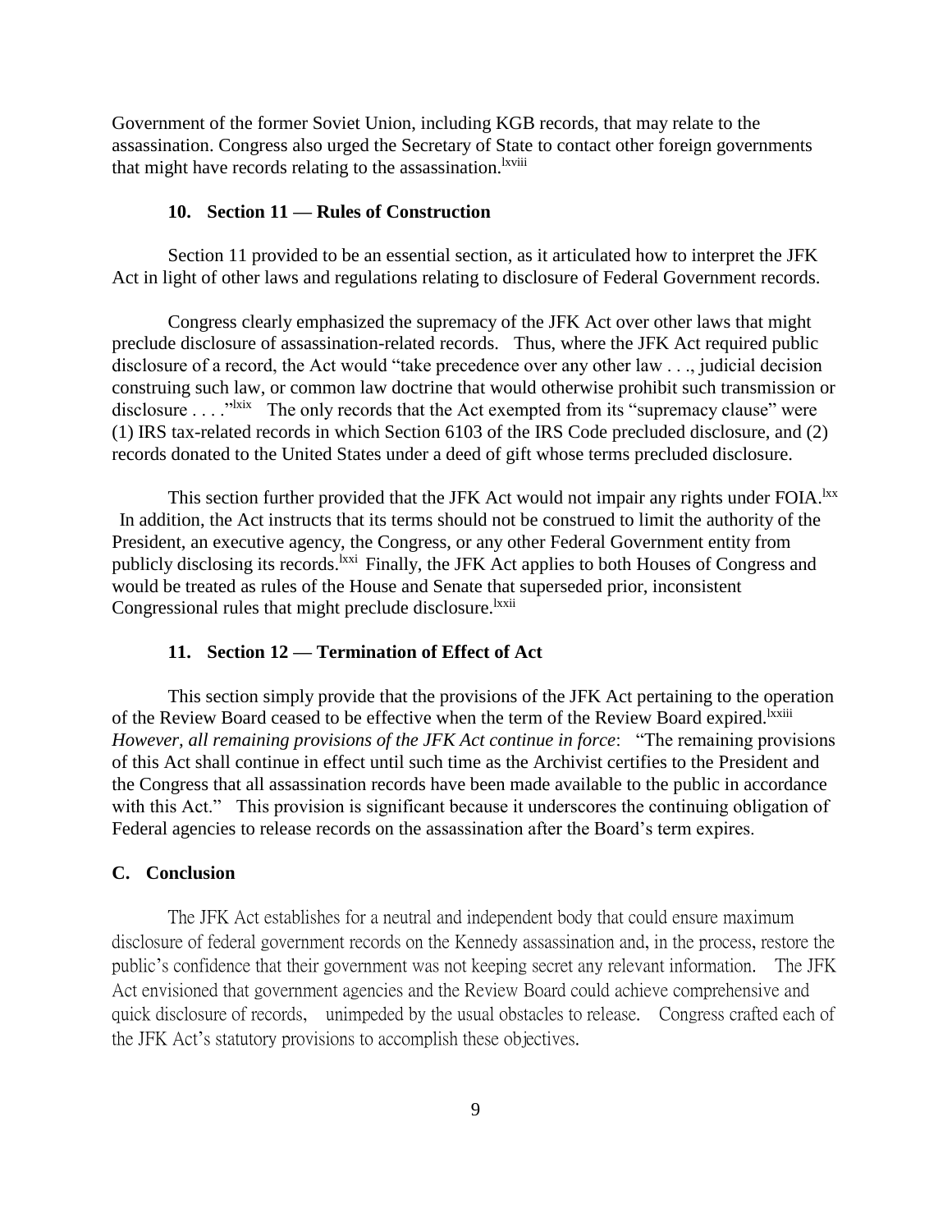Government of the former Soviet Union, including KGB records, that may relate to the assassination. Congress also urged the Secretary of State to contact other foreign governments that might have records relating to the assassination.[lxviii]

### 10. Section 11 — Rules of Construction

Section 11 provided to be an essential section, as it articulated how to interpret the JFK Act in light of other laws and regulations relating to disclosure of Federal Government records.

Congress clearly emphasized the supremacy of the JFK Act over other laws that might preclude disclosure of assassination-related records. Thus, where the JFK Act required public disclosure of a record, the Act would "take precedence over any other law . . ., judicial decision construing such law, or common law doctrine that would otherwise prohibit such transmission or disclosure . . . ."[lxix] The only records that the Act exempted from its "supremacy clause" were (1) IRS tax-related records in which Section 6103 of the IRS Code precluded disclosure, and (2) records donated to the United States under a deed of gift whose terms precluded disclosure.

This section further provided that the JFK Act would not impair any rights under FOIA.[lxx] In addition, the Act instructs that its terms should not be construed to limit the authority of the President, an executive agency, the Congress, or any other Federal Government entity from publicly disclosing its records.[lxxi] Finally, the JFK Act applies to both Houses of Congress and would be treated as rules of the House and Senate that superseded prior, inconsistent Congressional rules that might preclude disclosure.[lxxii]

### 11. Section 12 — Termination of Effect of Act

This section simply provide that the provisions of the JFK Act pertaining to the operation of the Review Board ceased to be effective when the term of the Review Board expired.[lxxiii] *However, all remaining provisions of the JFK Act continue in force*: "The remaining provisions of this Act shall continue in effect until such time as the Archivist certifies to the President and the Congress that all assassination records have been made available to the public in accordance with this Act." This provision is significant because it underscores the continuing obligation of Federal agencies to release records on the assassination after the Board's term expires.

## C. Conclusion

The JFK Act establishes for a neutral and independent body that could ensure maximum disclosure of federal government records on the Kennedy assassination and, in the process, restore the public's confidence that their government was not keeping secret any relevant information. The JFK Act envisioned that government agencies and the Review Board could achieve comprehensive and quick disclosure of records, unimpeded by the usual obstacles to release. Congress crafted each of the JFK Act's statutory provisions to accomplish these objectives.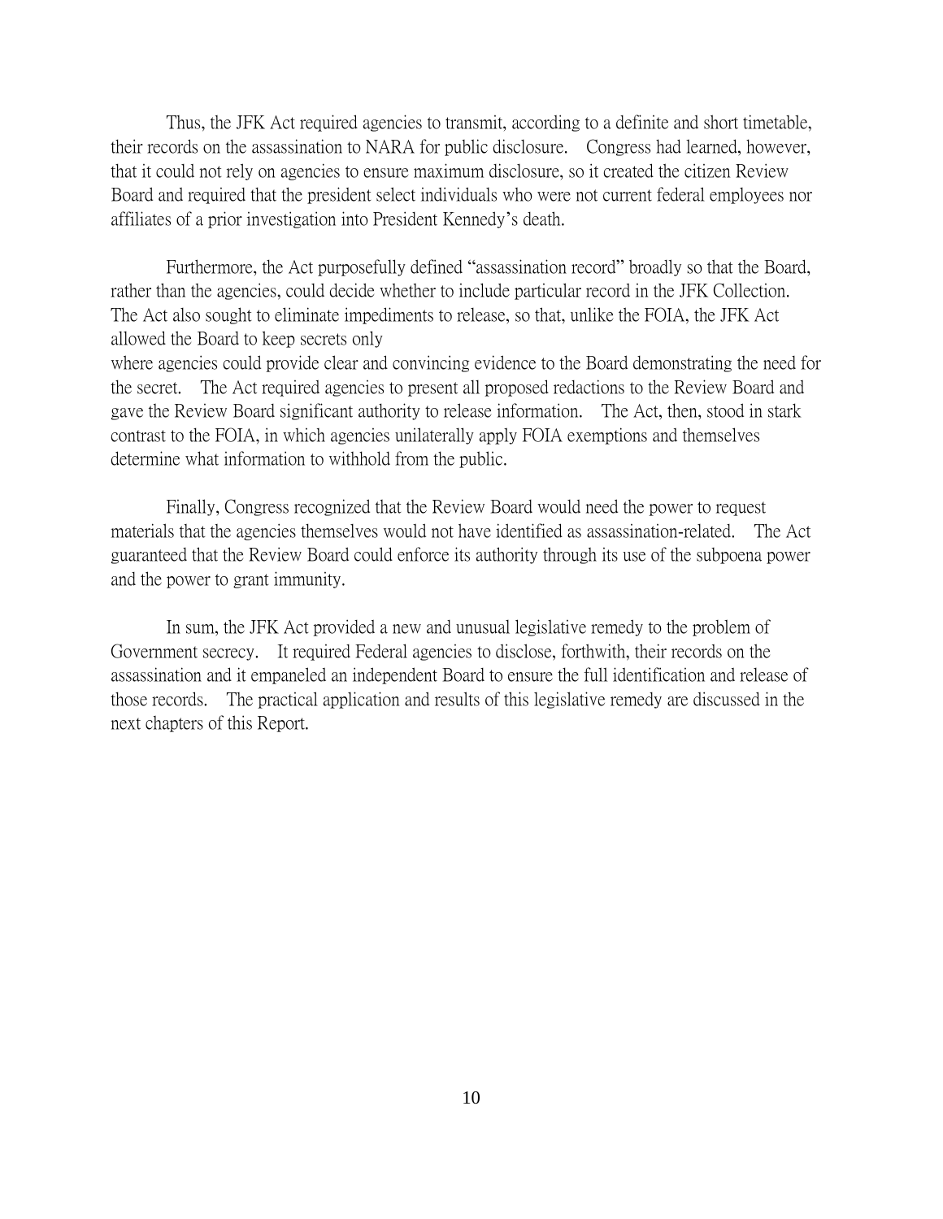Thus, the JFK Act required agencies to transmit, according to a definite and short timetable, their records on the assassination to NARA for public disclosure. Congress had learned, however, that it could not rely on agencies to ensure maximum disclosure, so it created the citizen Review Board and required that the president select individuals who were not current federal employees nor affiliates of a prior investigation into President Kennedy's death.

Furthermore, the Act purposefully defined "assassination record" broadly so that the Board, rather than the agencies, could decide whether to include particular record in the JFK Collection. The Act also sought to eliminate impediments to release, so that, unlike the FOIA, the JFK Act allowed the Board to keep secrets only where agencies could provide clear and convincing evidence to the Board demonstrating the need for the secret. The Act required agencies to present all proposed redactions to the Review Board and gave the Review Board significant authority to release information. The Act, then, stood in stark contrast to the FOIA, in which agencies unilaterally apply FOIA exemptions and themselves determine what information to withhold from the public.

Finally, Congress recognized that the Review Board would need the power to request materials that the agencies themselves would not have identified as assassination-related. The Act guaranteed that the Review Board could enforce its authority through its use of the subpoena power and the power to grant immunity.

In sum, the JFK Act provided a new and unusual legislative remedy to the problem of Government secrecy. It required Federal agencies to disclose, forthwith, their records on the assassination and it empaneled an independent Board to ensure the full identification and release of those records. The practical application and results of this legislative remedy are discussed in the next chapters of this Report.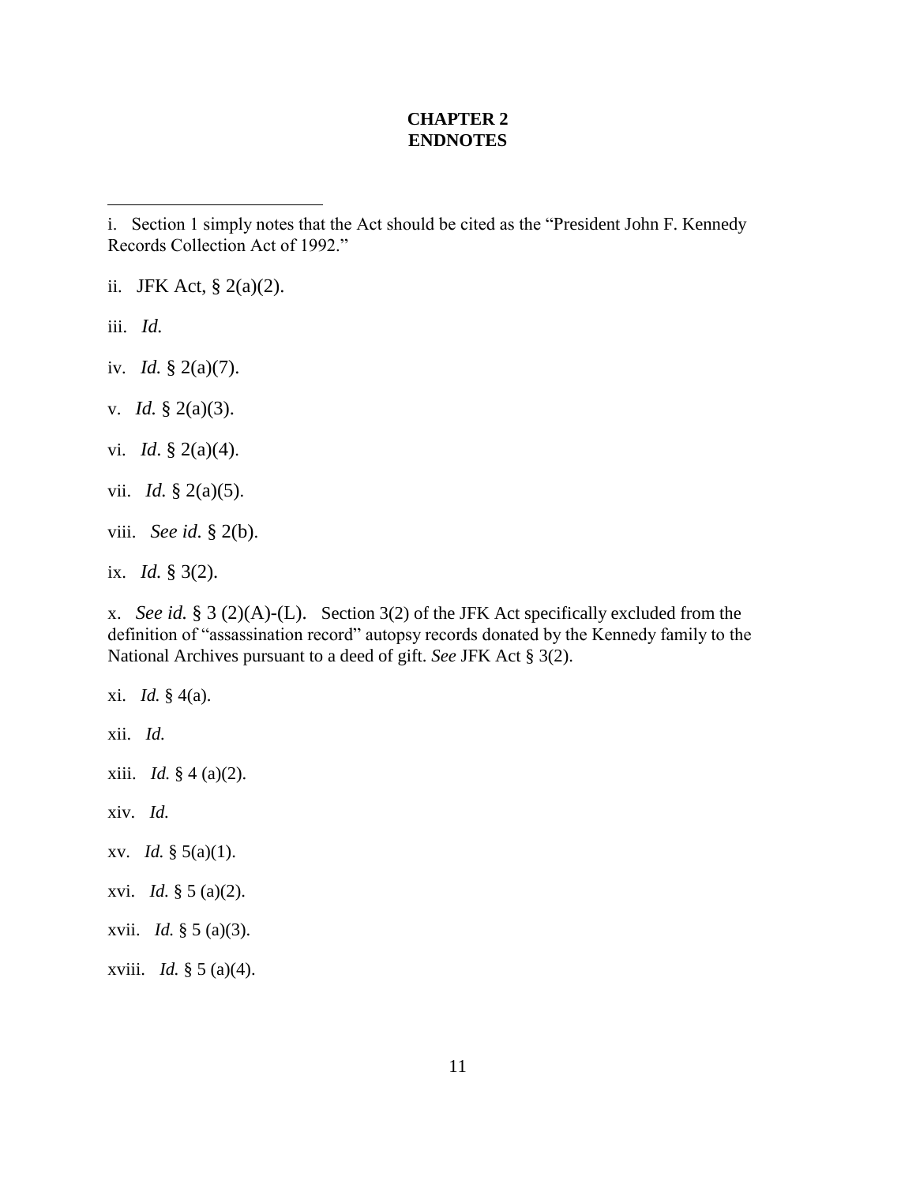**CHAPTER 2**
**ENDNOTES**

---

i. Section 1 simply notes that the Act should be cited as the "President John F. Kennedy Records Collection Act of 1992."

ii. JFK Act, § 2(a)(2).

iii. *Id.*

iv. *Id.* § 2(a)(7).

v. *Id.* § 2(a)(3).

vi. *Id*. § 2(a)(4).

vii. *Id.* § 2(a)(5).

viii. *See id.* § 2(b).

ix. *Id.* § 3(2).

x. *See id.* § 3 (2)(A)-(L). Section 3(2) of the JFK Act specifically excluded from the definition of "assassination record" autopsy records donated by the Kennedy family to the National Archives pursuant to a deed of gift. *See* JFK Act § 3(2).

xi. *Id.* § 4(a).

xii. *Id.*

xiii. *Id.* § 4 (a)(2).

xiv. *Id.*

xv. *Id.* § 5(a)(1).

xvi. *Id.* § 5 (a)(2).

xvii. *Id.* § 5 (a)(3).

xviii. *Id.* § 5 (a)(4).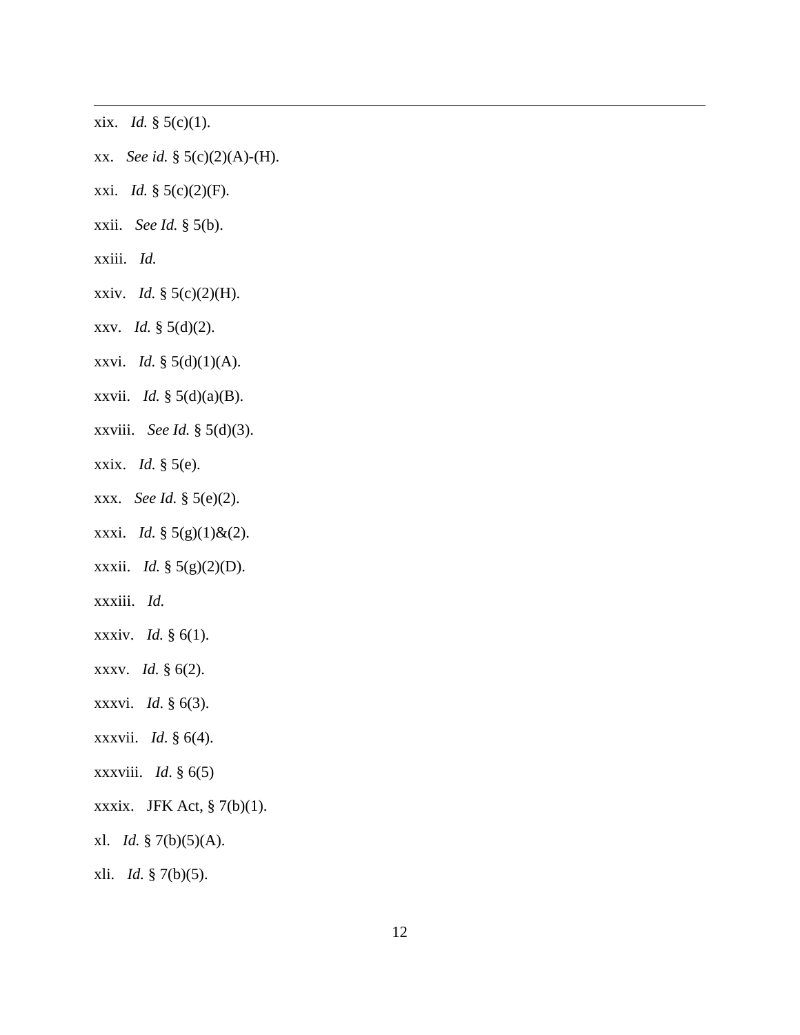xix. *Id.* § 5(c)(1).

xx. *See id.* § 5(c)(2)(A)-(H).

xxi. *Id.* § 5(c)(2)(F).

xxii. *See Id.* § 5(b).

xxiii. *Id.*

xxiv. *Id.* § 5(c)(2)(H).

xxv. *Id.* § 5(d)(2).

xxvi. *Id.* § 5(d)(1)(A).

xxvii. *Id.* § 5(d)(a)(B).

xxviii. *See Id.* § 5(d)(3).

xxix. *Id.* § 5(e).

xxx. *See Id.* § 5(e)(2).

xxxi. *Id.* § 5(g)(1)&(2).

xxxii. *Id.* § 5(g)(2)(D).

xxxiii. *Id.*

xxxiv. *Id.* § 6(1).

xxxv. *Id.* § 6(2).

xxxvi. *Id*. § 6(3).

xxxvii. *Id*. § 6(4).

xxxviii. *Id*. § 6(5)

xxxix. JFK Act, § 7(b)(1).

xl. *Id.* § 7(b)(5)(A).

xli. *Id.* § 7(b)(5).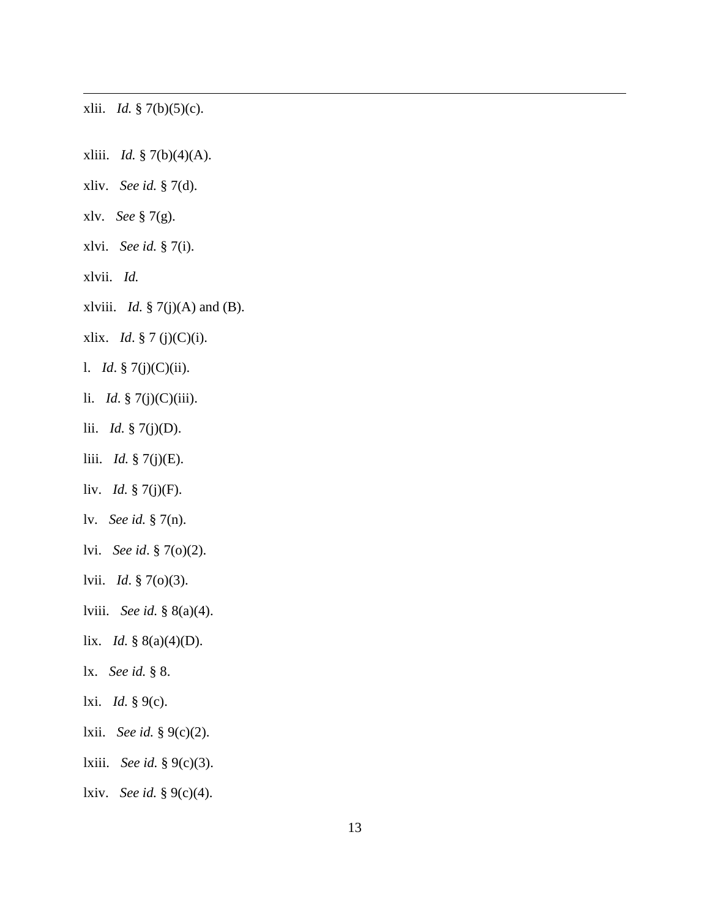---

xlii. *Id.* § 7(b)(5)(c).

xliii. *Id.* § 7(b)(4)(A).

xliv. *See id.* § 7(d).

xlv. *See* § 7(g).

xlvi. *See id.* § 7(i).

xlvii. *Id.*

xlviii. *Id.* § 7(j)(A) and (B).

xlix. *Id*. § 7 (j)(C)(i).

l. *Id*. § 7(j)(C)(ii).

li. *Id*. § 7(j)(C)(iii).

lii. *Id.* § 7(j)(D).

liii. *Id.* § 7(j)(E).

liv. *Id.* § 7(j)(F).

lv. *See id.* § 7(n).

lvi. *See id*. § 7(o)(2).

lvii. *Id*. § 7(o)(3).

lviii. *See id.* § 8(a)(4).

lix. *Id.* § 8(a)(4)(D).

lx. *See id.* § 8.

lxi. *Id.* § 9(c).

lxii. *See id.* § 9(c)(2).

lxiii. *See id.* § 9(c)(3).

lxiv. *See id.* § 9(c)(4).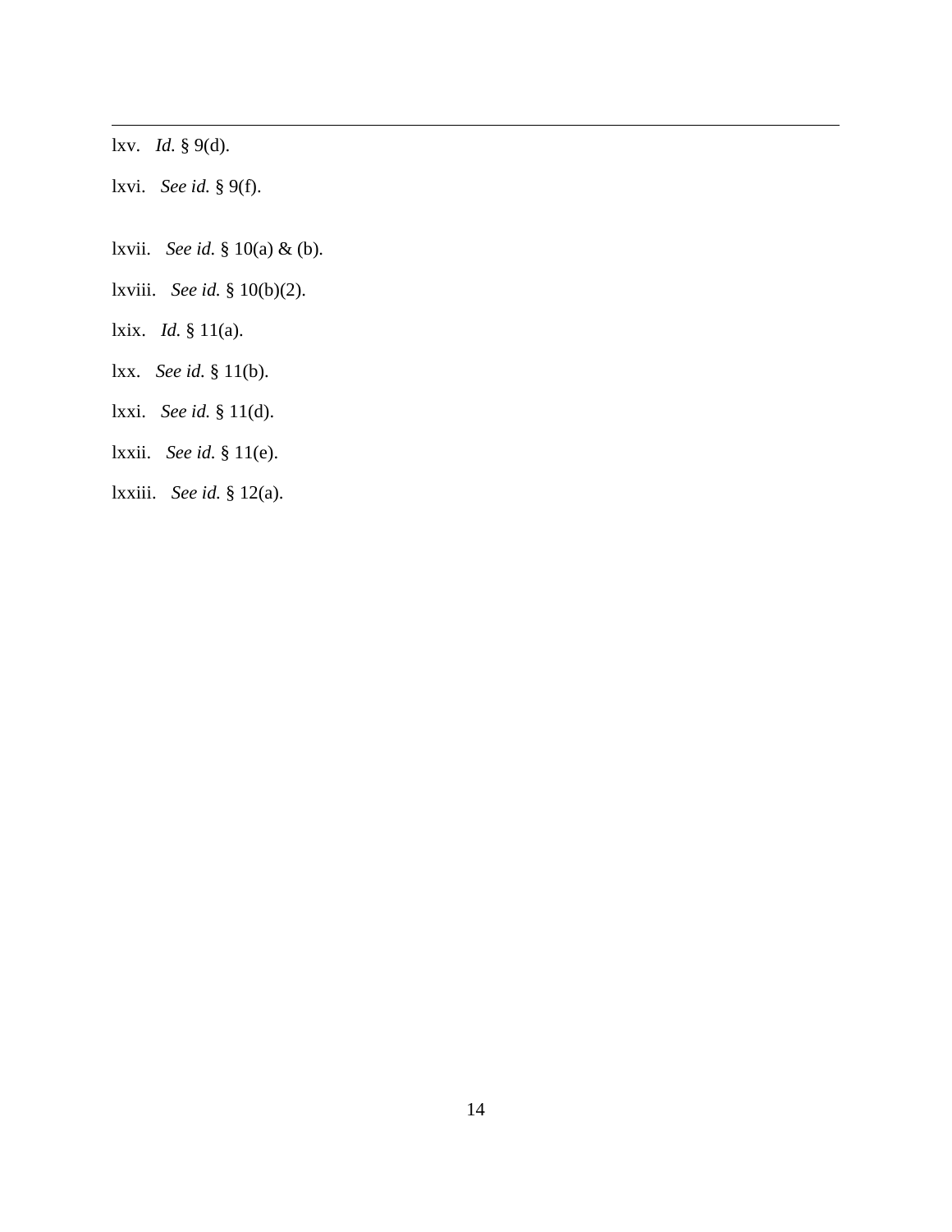lxv. *Id.* § 9(d).

lxvi. *See id.* § 9(f).

lxvii. *See id.* § 10(a) & (b).

lxviii. *See id.* § 10(b)(2).

lxix. *Id.* § 11(a).

lxx. *See id.* § 11(b).

lxxi. *See id.* § 11(d).

lxxii. *See id.* § 11(e).

lxxiii. *See id.* § 12(a).